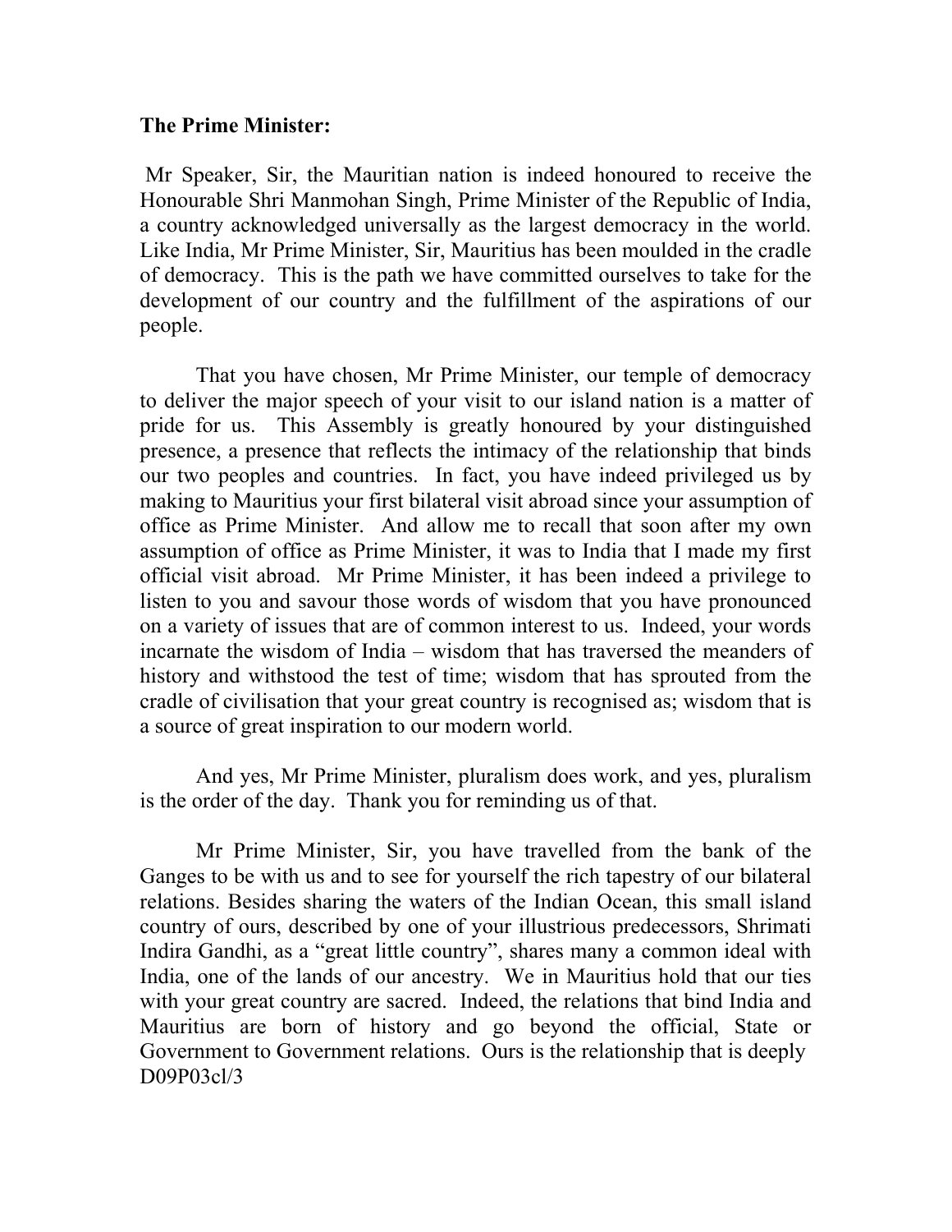**The Prime Minister:**

Mr Speaker, Sir, the Mauritian nation is indeed honoured to receive the Honourable Shri Manmohan Singh, Prime Minister of the Republic of India, a country acknowledged universally as the largest democracy in the world. Like India, Mr Prime Minister, Sir, Mauritius has been moulded in the cradle of democracy. This is the path we have committed ourselves to take for the development of our country and the fulfillment of the aspirations of our people.

That you have chosen, Mr Prime Minister, our temple of democracy to deliver the major speech of your visit to our island nation is a matter of pride for us. This Assembly is greatly honoured by your distinguished presence, a presence that reflects the intimacy of the relationship that binds our two peoples and countries. In fact, you have indeed privileged us by making to Mauritius your first bilateral visit abroad since your assumption of office as Prime Minister. And allow me to recall that soon after my own assumption of office as Prime Minister, it was to India that I made my first official visit abroad. Mr Prime Minister, it has been indeed a privilege to listen to you and savour those words of wisdom that you have pronounced on a variety of issues that are of common interest to us. Indeed, your words incarnate the wisdom of India – wisdom that has traversed the meanders of history and withstood the test of time; wisdom that has sprouted from the cradle of civilisation that your great country is recognised as; wisdom that is a source of great inspiration to our modern world.

And yes, Mr Prime Minister, pluralism does work, and yes, pluralism is the order of the day. Thank you for reminding us of that.

Mr Prime Minister, Sir, you have travelled from the bank of the Ganges to be with us and to see for yourself the rich tapestry of our bilateral relations. Besides sharing the waters of the Indian Ocean, this small island country of ours, described by one of your illustrious predecessors, Shrimati Indira Gandhi, as a "great little country", shares many a common ideal with India, one of the lands of our ancestry. We in Mauritius hold that our ties with your great country are sacred. Indeed, the relations that bind India and Mauritius are born of history and go beyond the official, State or Government to Government relations. Ours is the relationship that is deeply

D09P03cl/3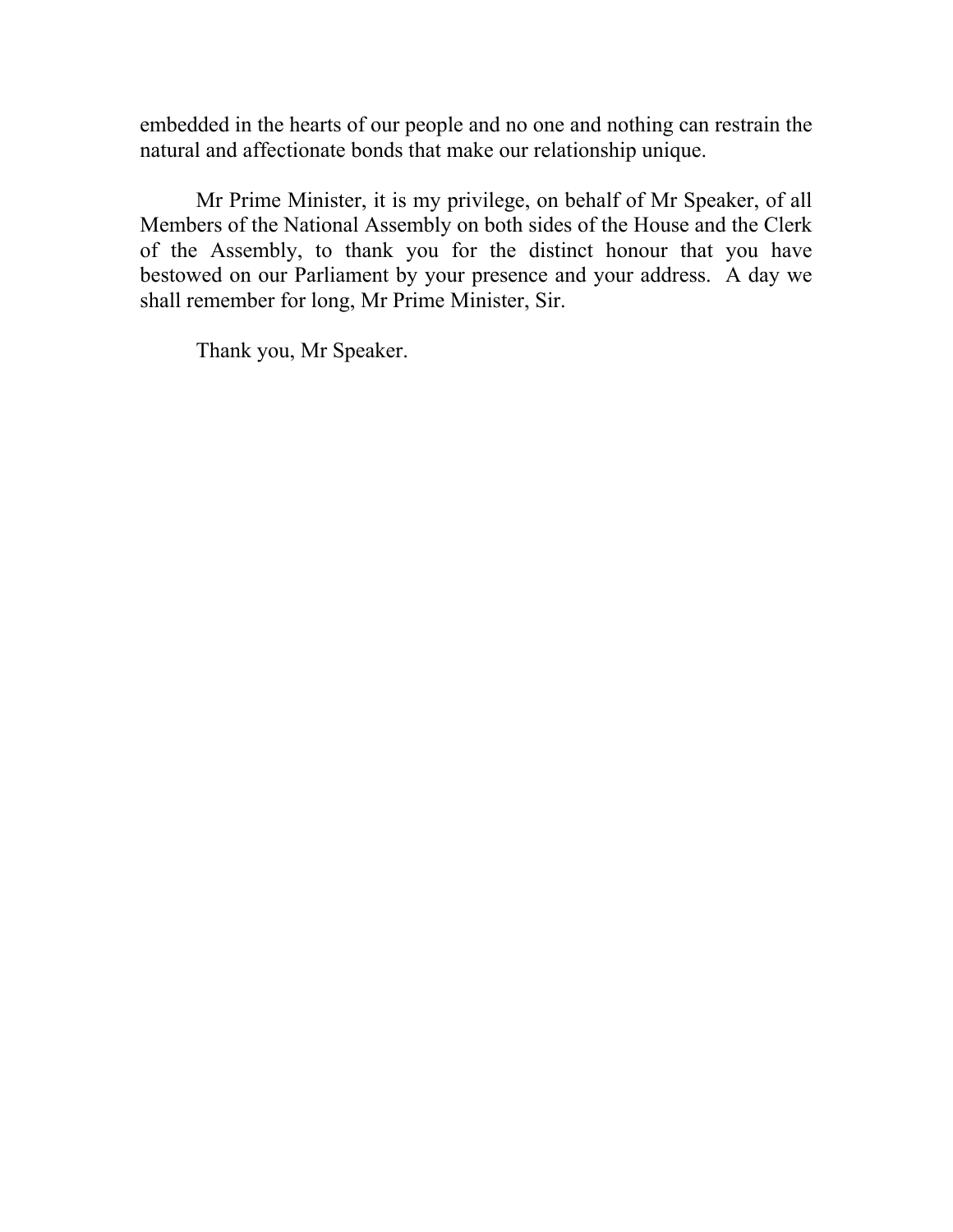embedded in the hearts of our people and no one and nothing can restrain the natural and affectionate bonds that make our relationship unique.

Mr Prime Minister, it is my privilege, on behalf of Mr Speaker, of all Members of the National Assembly on both sides of the House and the Clerk of the Assembly, to thank you for the distinct honour that you have bestowed on our Parliament by your presence and your address. A day we shall remember for long, Mr Prime Minister, Sir.

Thank you, Mr Speaker.